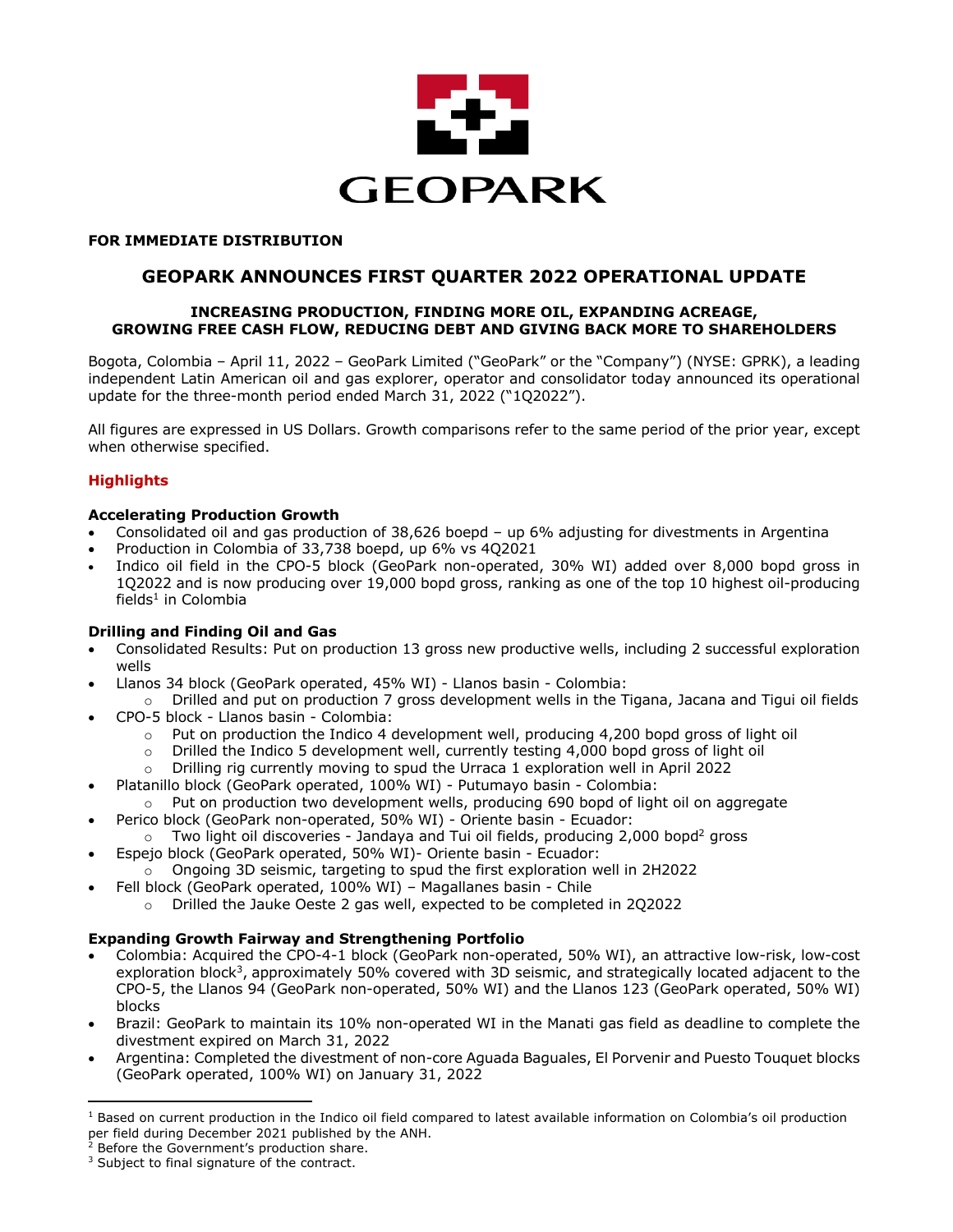**FOR IMMEDIATE DISTRIBUTION**

# GEOPARK ANNOUNCES FIRST QUARTER 2022 OPERATIONAL UPDATE

### INCREASING PRODUCTION, FINDING MORE OIL, EXPANDING ACREAGE, GROWING FREE CASH FLOW, REDUCING DEBT AND GIVING BACK MORE TO SHAREHOLDERS

Bogota, Colombia – April 11, 2022 – GeoPark Limited ("GeoPark" or the "Company") (NYSE: GPRK), a leading independent Latin American oil and gas explorer, operator and consolidator today announced its operational update for the three-month period ended March 31, 2022 ("1Q2022").

All figures are expressed in US Dollars. Growth comparisons refer to the same period of the prior year, except when otherwise specified.

## Highlights

### Accelerating Production Growth

- Consolidated oil and gas production of 38,626 boepd – up 6% adjusting for divestments in Argentina
- Production in Colombia of 33,738 boepd, up 6% vs 4Q2021
- Indico oil field in the CPO-5 block (GeoPark non-operated, 30% WI) added over 8,000 bopd gross in 1Q2022 and is now producing over 19,000 bopd gross, ranking as one of the top 10 highest oil-producing fields[1] in Colombia

### Drilling and Finding Oil and Gas

- Consolidated Results: Put on production 13 gross new productive wells, including 2 successful exploration wells
- Llanos 34 block (GeoPark operated, 45% WI) - Llanos basin - Colombia:
  - Drilled and put on production 7 gross development wells in the Tigana, Jacana and Tigui oil fields
- CPO-5 block - Llanos basin - Colombia:
  - Put on production the Indico 4 development well, producing 4,200 bopd gross of light oil
  - Drilled the Indico 5 development well, currently testing 4,000 bopd gross of light oil
  - Drilling rig currently moving to spud the Urraca 1 exploration well in April 2022
- Platanillo block (GeoPark operated, 100% WI) - Putumayo basin - Colombia:
  - Put on production two development wells, producing 690 bopd of light oil on aggregate
- Perico block (GeoPark non-operated, 50% WI) - Oriente basin - Ecuador:
  - Two light oil discoveries - Jandaya and Tui oil fields, producing 2,000 bopd[2] gross
- Espejo block (GeoPark operated, 50% WI)- Oriente basin - Ecuador:
  - Ongoing 3D seismic, targeting to spud the first exploration well in 2H2022
- Fell block (GeoPark operated, 100% WI) – Magallanes basin - Chile
  - Drilled the Jauke Oeste 2 gas well, expected to be completed in 2Q2022

### Expanding Growth Fairway and Strengthening Portfolio

- Colombia: Acquired the CPO-4-1 block (GeoPark non-operated, 50% WI), an attractive low-risk, low-cost exploration block[3], approximately 50% covered with 3D seismic, and strategically located adjacent to the CPO-5, the Llanos 94 (GeoPark non-operated, 50% WI) and the Llanos 123 (GeoPark operated, 50% WI) blocks
- Brazil: GeoPark to maintain its 10% non-operated WI in the Manati gas field as deadline to complete the divestment expired on March 31, 2022
- Argentina: Completed the divestment of non-core Aguada Baguales, El Porvenir and Puesto Touquet blocks (GeoPark operated, 100% WI) on January 31, 2022

---

[1] Based on current production in the Indico oil field compared to latest available information on Colombia's oil production per field during December 2021 published by the ANH.

[2] Before the Government's production share.

[3] Subject to final signature of the contract.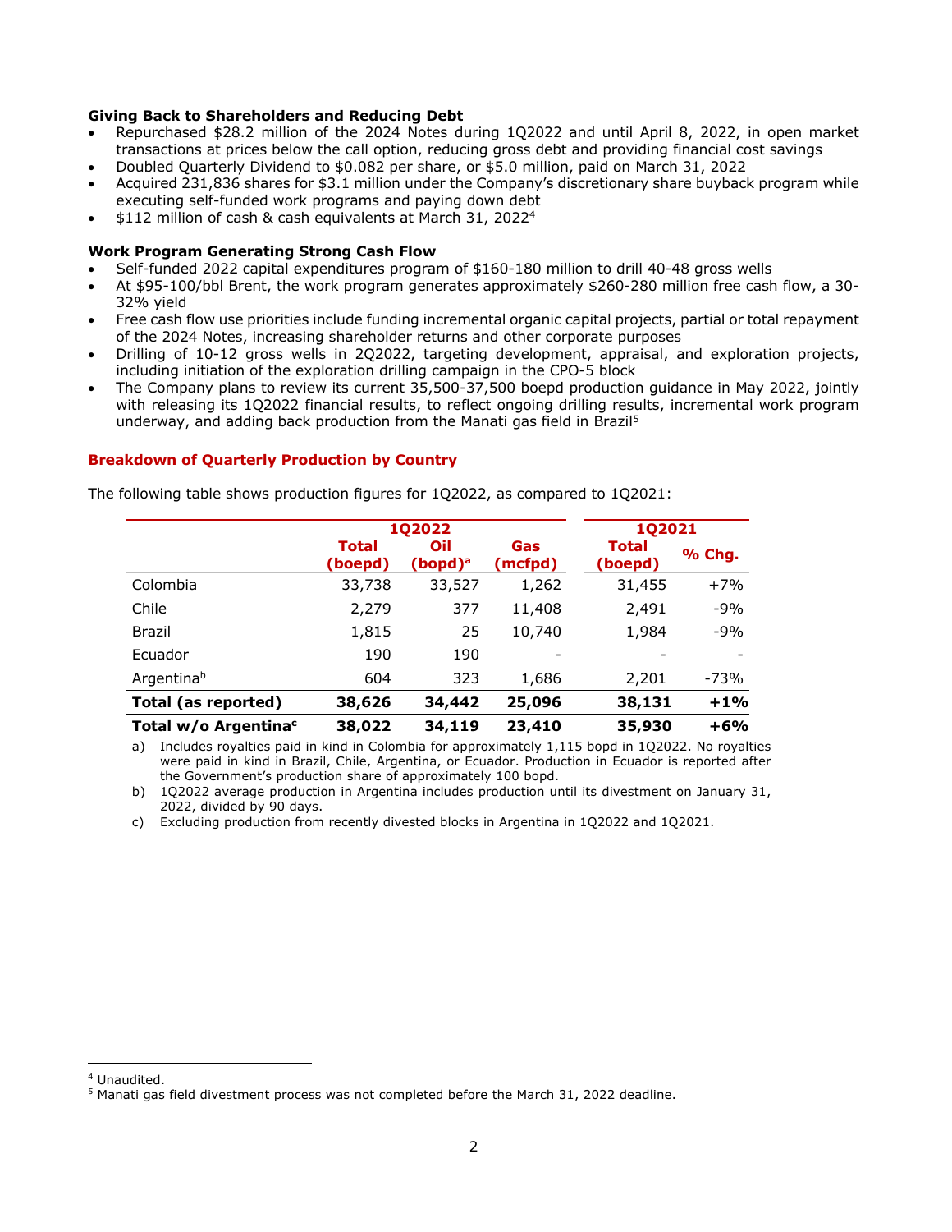### Giving Back to Shareholders and Reducing Debt

- Repurchased $28.2 million of the 2024 Notes during 1Q2022 and until April 8, 2022, in open market transactions at prices below the call option, reducing gross debt and providing financial cost savings
- Doubled Quarterly Dividend to $0.082 per share, or $5.0 million, paid on March 31, 2022
- Acquired 231,836 shares for $3.1 million under the Company's discretionary share buyback program while executing self-funded work programs and paying down debt
- $112 million of cash & cash equivalents at March 31, 2022[4]

### Work Program Generating Strong Cash Flow

- Self-funded 2022 capital expenditures program of $160-180 million to drill 40-48 gross wells
- At $95-100/bbl Brent, the work program generates approximately $260-280 million free cash flow, a 30-32% yield
- Free cash flow use priorities include funding incremental organic capital projects, partial or total repayment of the 2024 Notes, increasing shareholder returns and other corporate purposes
- Drilling of 10-12 gross wells in 2Q2022, targeting development, appraisal, and exploration projects, including initiation of the exploration drilling campaign in the CPO-5 block
- The Company plans to review its current 35,500-37,500 boepd production guidance in May 2022, jointly with releasing its 1Q2022 financial results, to reflect ongoing drilling results, incremental work program underway, and adding back production from the Manati gas field in Brazil[5]

## Breakdown of Quarterly Production by Country

The following table shows production figures for 1Q2022, as compared to 1Q2021:

| | 1Q2022 | | | 1Q2021 | |
|---|---|---|---|---|---|
| | Total (boepd) | Oil (bopd)[a] | Gas (mcfpd) | Total (boepd) | % Chg. |
| Colombia | 33,738 | 33,527 | 1,262 | 31,455 | +7% |
| Chile | 2,279 | 377 | 11,408 | 2,491 | -9% |
| Brazil | 1,815 | 25 | 10,740 | 1,984 | -9% |
| Ecuador | 190 | 190 | - | - | - |
| Argentina[b] | 604 | 323 | 1,686 | 2,201 | -73% |
| **Total (as reported)** | **38,626** | **34,442** | **25,096** | **38,131** | **+1%** |
| **Total w/o Argentina[c]** | **38,022** | **34,119** | **23,410** | **35,930** | **+6%** |

a) Includes royalties paid in kind in Colombia for approximately 1,115 bopd in 1Q2022. No royalties were paid in kind in Brazil, Chile, Argentina, or Ecuador. Production in Ecuador is reported after the Government's production share of approximately 100 bopd.

b) 1Q2022 average production in Argentina includes production until its divestment on January 31, 2022, divided by 90 days.

c) Excluding production from recently divested blocks in Argentina in 1Q2022 and 1Q2021.

[4] Unaudited.

[5] Manati gas field divestment process was not completed before the March 31, 2022 deadline.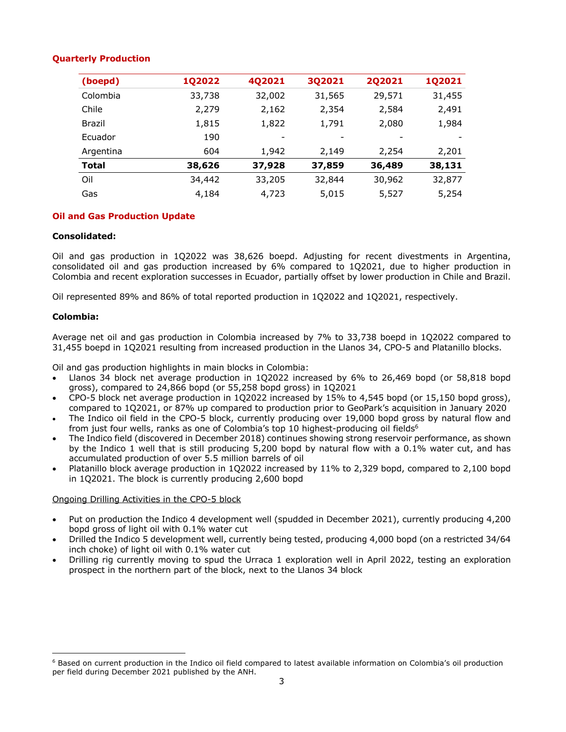## Quarterly Production

| (boepd) | 1Q2022 | 4Q2021 | 3Q2021 | 2Q2021 | 1Q2021 |
|---|---|---|---|---|---|
| Colombia | 33,738 | 32,002 | 31,565 | 29,571 | 31,455 |
| Chile | 2,279 | 2,162 | 2,354 | 2,584 | 2,491 |
| Brazil | 1,815 | 1,822 | 1,791 | 2,080 | 1,984 |
| Ecuador | 190 | - | - | - | - |
| Argentina | 604 | 1,942 | 2,149 | 2,254 | 2,201 |
| **Total** | **38,626** | **37,928** | **37,859** | **36,489** | **38,131** |
| Oil | 34,442 | 33,205 | 32,844 | 30,962 | 32,877 |
| Gas | 4,184 | 4,723 | 5,015 | 5,527 | 5,254 |

## Oil and Gas Production Update

**Consolidated:**

Oil and gas production in 1Q2022 was 38,626 boepd. Adjusting for recent divestments in Argentina, consolidated oil and gas production increased by 6% compared to 1Q2021, due to higher production in Colombia and recent exploration successes in Ecuador, partially offset by lower production in Chile and Brazil.

Oil represented 89% and 86% of total reported production in 1Q2022 and 1Q2021, respectively.

**Colombia:**

Average net oil and gas production in Colombia increased by 7% to 33,738 boepd in 1Q2022 compared to 31,455 boepd in 1Q2021 resulting from increased production in the Llanos 34, CPO-5 and Platanillo blocks.

Oil and gas production highlights in main blocks in Colombia:

- Llanos 34 block net average production in 1Q2022 increased by 6% to 26,469 bopd (or 58,818 bopd gross), compared to 24,866 bopd (or 55,258 bopd gross) in 1Q2021
- CPO-5 block net average production in 1Q2022 increased by 15% to 4,545 bopd (or 15,150 bopd gross), compared to 1Q2021, or 87% up compared to production prior to GeoPark's acquisition in January 2020
- The Indico oil field in the CPO-5 block, currently producing over 19,000 bopd gross by natural flow and from just four wells, ranks as one of Colombia's top 10 highest-producing oil fields[6]
- The Indico field (discovered in December 2018) continues showing strong reservoir performance, as shown by the Indico 1 well that is still producing 5,200 bopd by natural flow with a 0.1% water cut, and has accumulated production of over 5.5 million barrels of oil
- Platanillo block average production in 1Q2022 increased by 11% to 2,329 bopd, compared to 2,100 bopd in 1Q2021. The block is currently producing 2,600 bopd

Ongoing Drilling Activities in the CPO-5 block

- Put on production the Indico 4 development well (spudded in December 2021), currently producing 4,200 bopd gross of light oil with 0.1% water cut
- Drilled the Indico 5 development well, currently being tested, producing 4,000 bopd (on a restricted 34/64 inch choke) of light oil with 0.1% water cut
- Drilling rig currently moving to spud the Urraca 1 exploration well in April 2022, testing an exploration prospect in the northern part of the block, next to the Llanos 34 block

---

[6] Based on current production in the Indico oil field compared to latest available information on Colombia's oil production per field during December 2021 published by the ANH.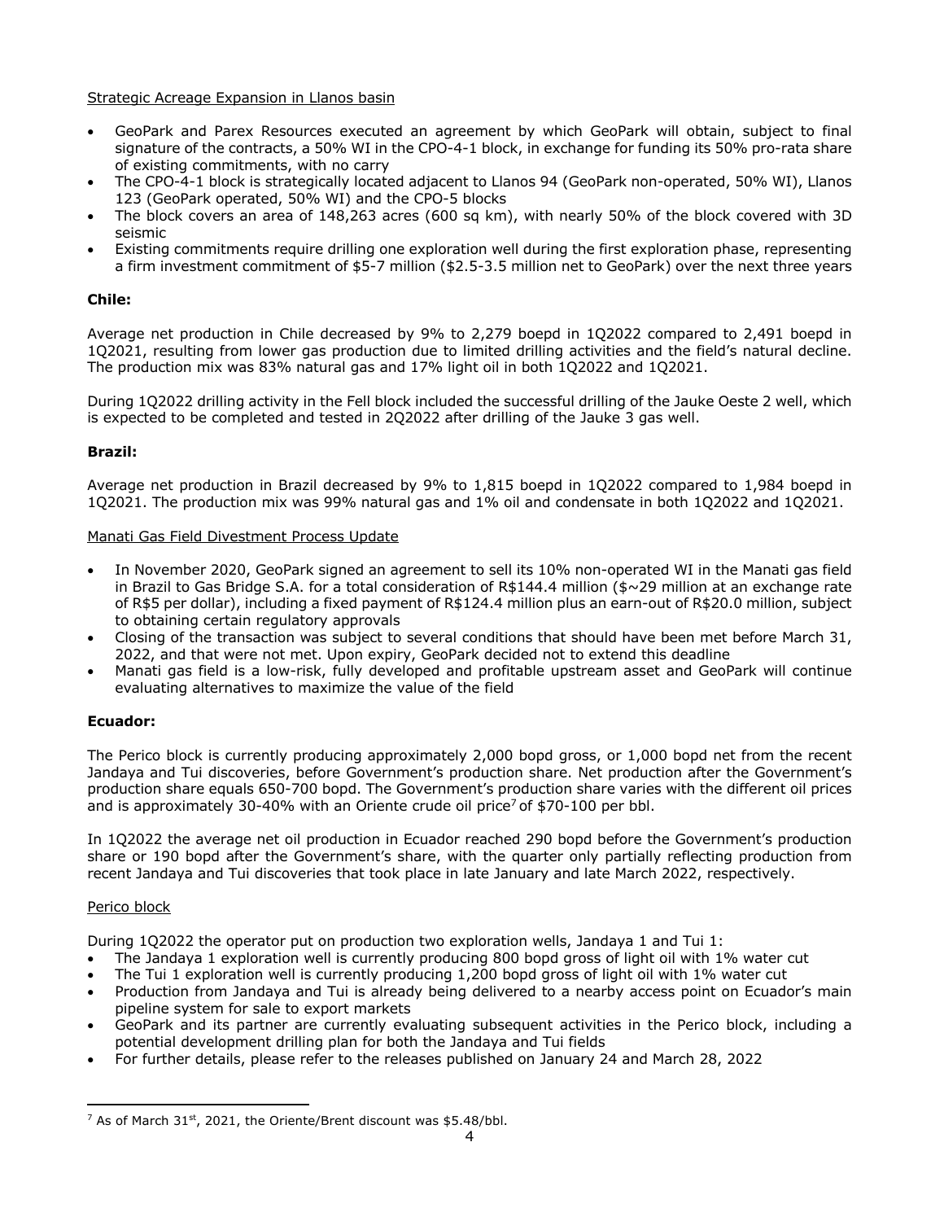Strategic Acreage Expansion in Llanos basin

- GeoPark and Parex Resources executed an agreement by which GeoPark will obtain, subject to final signature of the contracts, a 50% WI in the CPO-4-1 block, in exchange for funding its 50% pro-rata share of existing commitments, with no carry
- The CPO-4-1 block is strategically located adjacent to Llanos 94 (GeoPark non-operated, 50% WI), Llanos 123 (GeoPark operated, 50% WI) and the CPO-5 blocks
- The block covers an area of 148,263 acres (600 sq km), with nearly 50% of the block covered with 3D seismic
- Existing commitments require drilling one exploration well during the first exploration phase, representing a firm investment commitment of $5-7 million ($2.5-3.5 million net to GeoPark) over the next three years

**Chile:**

Average net production in Chile decreased by 9% to 2,279 boepd in 1Q2022 compared to 2,491 boepd in 1Q2021, resulting from lower gas production due to limited drilling activities and the field's natural decline. The production mix was 83% natural gas and 17% light oil in both 1Q2022 and 1Q2021.

During 1Q2022 drilling activity in the Fell block included the successful drilling of the Jauke Oeste 2 well, which is expected to be completed and tested in 2Q2022 after drilling of the Jauke 3 gas well.

**Brazil:**

Average net production in Brazil decreased by 9% to 1,815 boepd in 1Q2022 compared to 1,984 boepd in 1Q2021. The production mix was 99% natural gas and 1% oil and condensate in both 1Q2022 and 1Q2021.

Manati Gas Field Divestment Process Update

- In November 2020, GeoPark signed an agreement to sell its 10% non-operated WI in the Manati gas field in Brazil to Gas Bridge S.A. for a total consideration of R$144.4 million ($~29 million at an exchange rate of R$5 per dollar), including a fixed payment of R$124.4 million plus an earn-out of R$20.0 million, subject to obtaining certain regulatory approvals
- Closing of the transaction was subject to several conditions that should have been met before March 31, 2022, and that were not met. Upon expiry, GeoPark decided not to extend this deadline
- Manati gas field is a low-risk, fully developed and profitable upstream asset and GeoPark will continue evaluating alternatives to maximize the value of the field

**Ecuador:**

The Perico block is currently producing approximately 2,000 bopd gross, or 1,000 bopd net from the recent Jandaya and Tui discoveries, before Government's production share. Net production after the Government's production share equals 650-700 bopd. The Government's production share varies with the different oil prices and is approximately 30-40% with an Oriente crude oil price[7] of $70-100 per bbl.

In 1Q2022 the average net oil production in Ecuador reached 290 bopd before the Government's production share or 190 bopd after the Government's share, with the quarter only partially reflecting production from recent Jandaya and Tui discoveries that took place in late January and late March 2022, respectively.

Perico block

During 1Q2022 the operator put on production two exploration wells, Jandaya 1 and Tui 1:

- The Jandaya 1 exploration well is currently producing 800 bopd gross of light oil with 1% water cut
- The Tui 1 exploration well is currently producing 1,200 bopd gross of light oil with 1% water cut
- Production from Jandaya and Tui is already being delivered to a nearby access point on Ecuador's main pipeline system for sale to export markets
- GeoPark and its partner are currently evaluating subsequent activities in the Perico block, including a potential development drilling plan for both the Jandaya and Tui fields
- For further details, please refer to the releases published on January 24 and March 28, 2022

[7] As of March 31st, 2021, the Oriente/Brent discount was $5.48/bbl.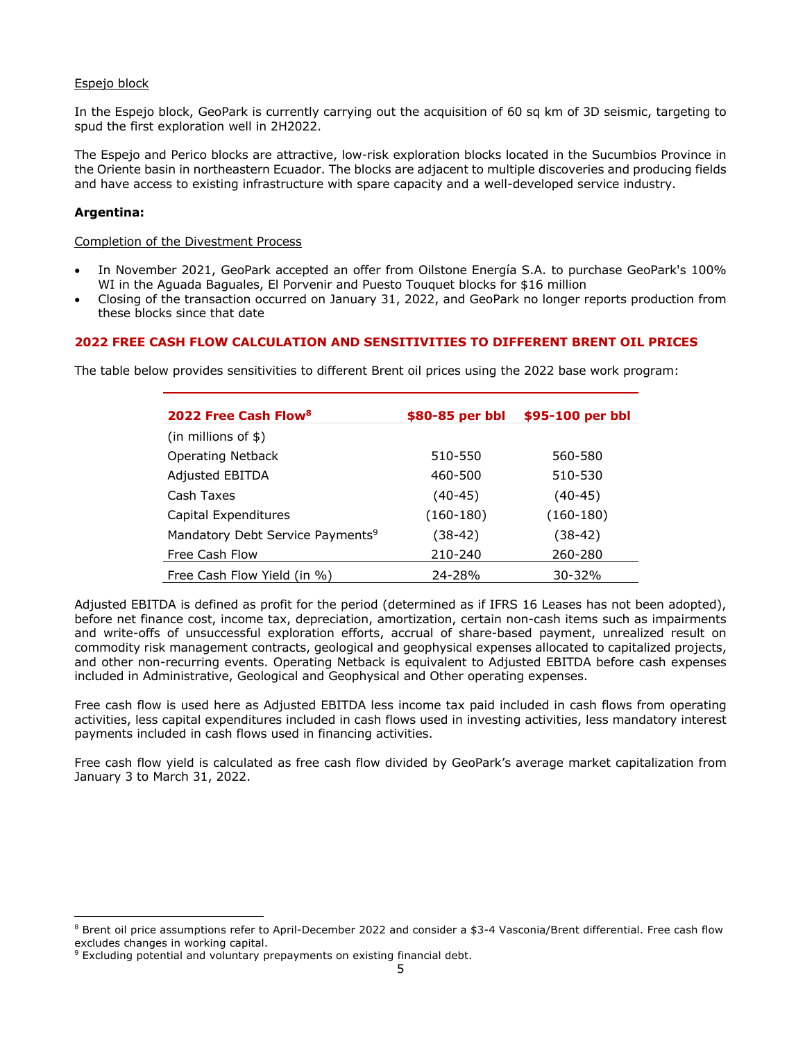Espejo block

In the Espejo block, GeoPark is currently carrying out the acquisition of 60 sq km of 3D seismic, targeting to spud the first exploration well in 2H2022.

The Espejo and Perico blocks are attractive, low-risk exploration blocks located in the Sucumbios Province in the Oriente basin in northeastern Ecuador. The blocks are adjacent to multiple discoveries and producing fields and have access to existing infrastructure with spare capacity and a well-developed service industry.

**Argentina:**

Completion of the Divestment Process

- In November 2021, GeoPark accepted an offer from Oilstone Energía S.A. to purchase GeoPark's 100% WI in the Aguada Baguales, El Porvenir and Puesto Touquet blocks for $16 million
- Closing of the transaction occurred on January 31, 2022, and GeoPark no longer reports production from these blocks since that date

## 2022 FREE CASH FLOW CALCULATION AND SENSITIVITIES TO DIFFERENT BRENT OIL PRICES

The table below provides sensitivities to different Brent oil prices using the 2022 base work program:

| 2022 Free Cash Flow[8] | $80-85 per bbl | $95-100 per bbl |
|---|---|---|
| (in millions of $) | | |
| Operating Netback | 510-550 | 560-580 |
| Adjusted EBITDA | 460-500 | 510-530 |
| Cash Taxes | (40-45) | (40-45) |
| Capital Expenditures | (160-180) | (160-180) |
| Mandatory Debt Service Payments[9] | (38-42) | (38-42) |
| Free Cash Flow | 210-240 | 260-280 |
| Free Cash Flow Yield (in %) | 24-28% | 30-32% |

Adjusted EBITDA is defined as profit for the period (determined as if IFRS 16 Leases has not been adopted), before net finance cost, income tax, depreciation, amortization, certain non-cash items such as impairments and write-offs of unsuccessful exploration efforts, accrual of share-based payment, unrealized result on commodity risk management contracts, geological and geophysical expenses allocated to capitalized projects, and other non-recurring events. Operating Netback is equivalent to Adjusted EBITDA before cash expenses included in Administrative, Geological and Geophysical and Other operating expenses.

Free cash flow is used here as Adjusted EBITDA less income tax paid included in cash flows from operating activities, less capital expenditures included in cash flows used in investing activities, less mandatory interest payments included in cash flows used in financing activities.

Free cash flow yield is calculated as free cash flow divided by GeoPark's average market capitalization from January 3 to March 31, 2022.

[8] Brent oil price assumptions refer to April-December 2022 and consider a $3-4 Vasconia/Brent differential. Free cash flow excludes changes in working capital.

[9] Excluding potential and voluntary prepayments on existing financial debt.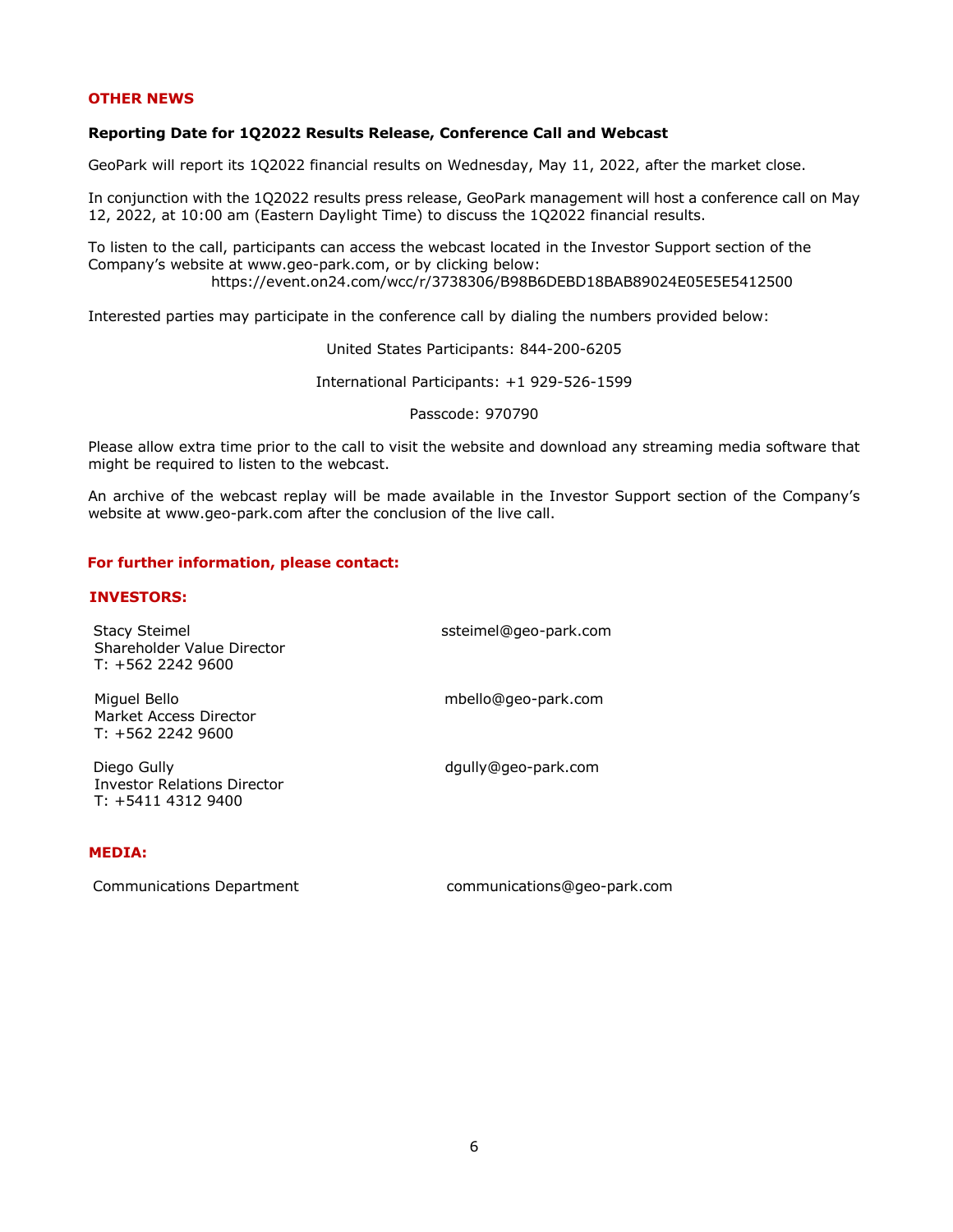## OTHER NEWS

### Reporting Date for 1Q2022 Results Release, Conference Call and Webcast

GeoPark will report its 1Q2022 financial results on Wednesday, May 11, 2022, after the market close.

In conjunction with the 1Q2022 results press release, GeoPark management will host a conference call on May 12, 2022, at 10:00 am (Eastern Daylight Time) to discuss the 1Q2022 financial results.

To listen to the call, participants can access the webcast located in the Investor Support section of the Company's website at www.geo-park.com, or by clicking below:

https://event.on24.com/wcc/r/3738306/B98B6DEBD18BAB89024E05E5E5412500

Interested parties may participate in the conference call by dialing the numbers provided below:

United States Participants: 844-200-6205

International Participants: +1 929-526-1599

Passcode: 970790

Please allow extra time prior to the call to visit the website and download any streaming media software that might be required to listen to the webcast.

An archive of the webcast replay will be made available in the Investor Support section of the Company's website at www.geo-park.com after the conclusion of the live call.

**For further information, please contact:**

**INVESTORS:**

Stacy Steimel
Shareholder Value Director
T: +562 2242 9600
ssteimel@geo-park.com

Miguel Bello
Market Access Director
T: +562 2242 9600
mbello@geo-park.com

Diego Gully
Investor Relations Director
T: +5411 4312 9400
dgully@geo-park.com

**MEDIA:**

Communications Department
communications@geo-park.com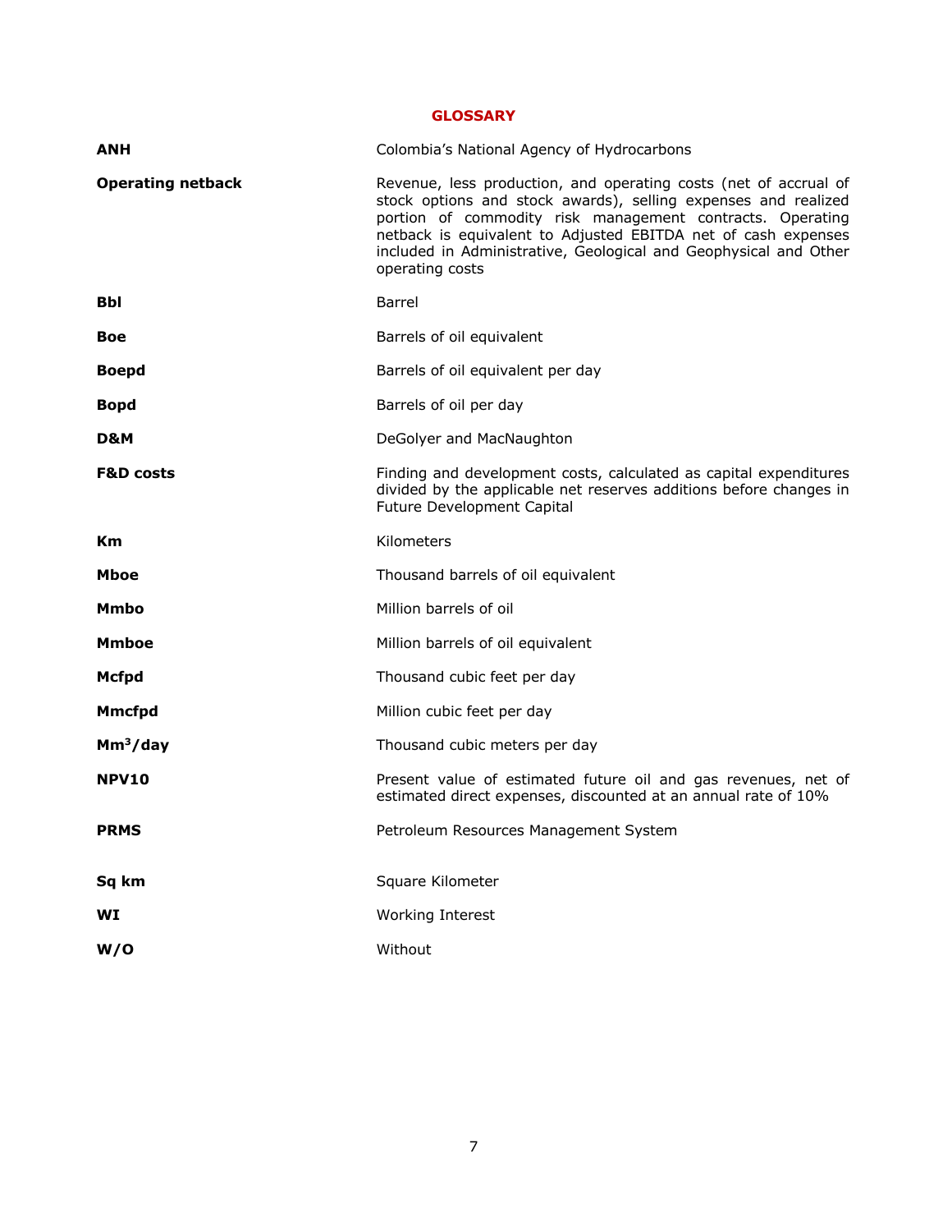## GLOSSARY

| | |
|---|---|
| **ANH** | Colombia's National Agency of Hydrocarbons |
| **Operating netback** | Revenue, less production, and operating costs (net of accrual of stock options and stock awards), selling expenses and realized portion of commodity risk management contracts. Operating netback is equivalent to Adjusted EBITDA net of cash expenses included in Administrative, Geological and Geophysical and Other operating costs |
| **Bbl** | Barrel |
| **Boe** | Barrels of oil equivalent |
| **Boepd** | Barrels of oil equivalent per day |
| **Bopd** | Barrels of oil per day |
| **D&M** | DeGolyer and MacNaughton |
| **F&D costs** | Finding and development costs, calculated as capital expenditures divided by the applicable net reserves additions before changes in Future Development Capital |
| **Km** | Kilometers |
| **Mboe** | Thousand barrels of oil equivalent |
| **Mmbo** | Million barrels of oil |
| **Mmboe** | Million barrels of oil equivalent |
| **Mcfpd** | Thousand cubic feet per day |
| **Mmcfpd** | Million cubic feet per day |
| **$Mm^3$/day** | Thousand cubic meters per day |
| **NPV10** | Present value of estimated future oil and gas revenues, net of estimated direct expenses, discounted at an annual rate of 10% |
| **PRMS** | Petroleum Resources Management System |
| **Sq km** | Square Kilometer |
| **WI** | Working Interest |
| **W/O** | Without |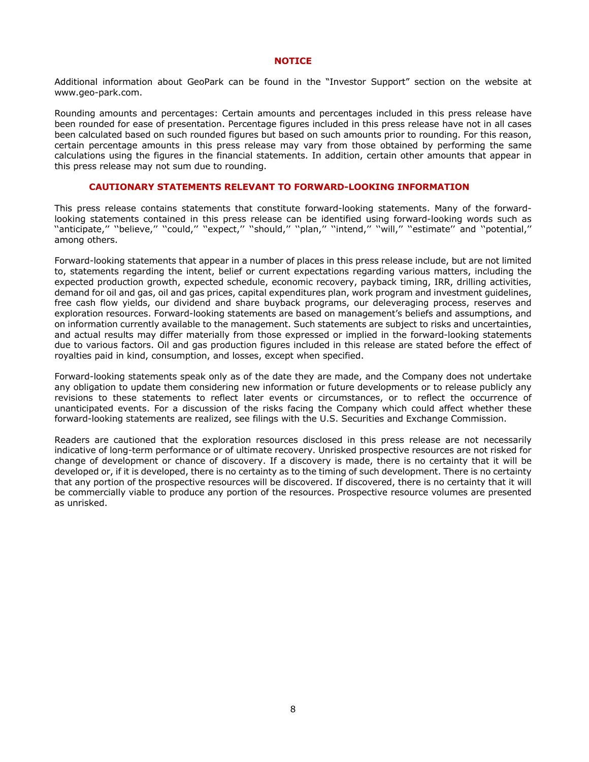## NOTICE

Additional information about GeoPark can be found in the "Investor Support" section on the website at www.geo-park.com.

Rounding amounts and percentages: Certain amounts and percentages included in this press release have been rounded for ease of presentation. Percentage figures included in this press release have not in all cases been calculated based on such rounded figures but based on such amounts prior to rounding. For this reason, certain percentage amounts in this press release may vary from those obtained by performing the same calculations using the figures in the financial statements. In addition, certain other amounts that appear in this press release may not sum due to rounding.

## CAUTIONARY STATEMENTS RELEVANT TO FORWARD-LOOKING INFORMATION

This press release contains statements that constitute forward-looking statements. Many of the forward-looking statements contained in this press release can be identified using forward-looking words such as ''anticipate,'' ''believe,'' ''could,'' ''expect,'' ''should,'' ''plan,'' ''intend,'' ''will,'' ''estimate'' and ''potential,'' among others.

Forward-looking statements that appear in a number of places in this press release include, but are not limited to, statements regarding the intent, belief or current expectations regarding various matters, including the expected production growth, expected schedule, economic recovery, payback timing, IRR, drilling activities, demand for oil and gas, oil and gas prices, capital expenditures plan, work program and investment guidelines, free cash flow yields, our dividend and share buyback programs, our deleveraging process, reserves and exploration resources. Forward-looking statements are based on management's beliefs and assumptions, and on information currently available to the management. Such statements are subject to risks and uncertainties, and actual results may differ materially from those expressed or implied in the forward-looking statements due to various factors. Oil and gas production figures included in this release are stated before the effect of royalties paid in kind, consumption, and losses, except when specified.

Forward-looking statements speak only as of the date they are made, and the Company does not undertake any obligation to update them considering new information or future developments or to release publicly any revisions to these statements to reflect later events or circumstances, or to reflect the occurrence of unanticipated events. For a discussion of the risks facing the Company which could affect whether these forward-looking statements are realized, see filings with the U.S. Securities and Exchange Commission.

Readers are cautioned that the exploration resources disclosed in this press release are not necessarily indicative of long-term performance or of ultimate recovery. Unrisked prospective resources are not risked for change of development or chance of discovery. If a discovery is made, there is no certainty that it will be developed or, if it is developed, there is no certainty as to the timing of such development. There is no certainty that any portion of the prospective resources will be discovered. If discovered, there is no certainty that it will be commercially viable to produce any portion of the resources. Prospective resource volumes are presented as unrisked.